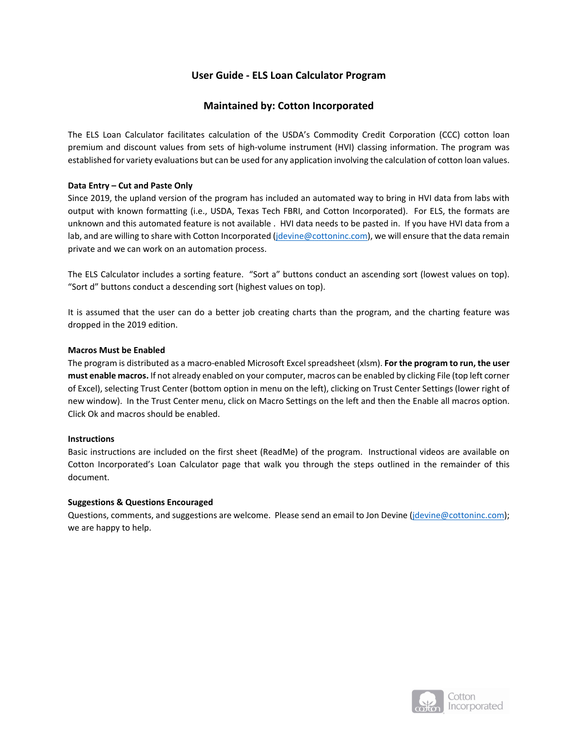# User Guide - ELS Loan Calculator Program

## Maintained by: Cotton Incorporated

The ELS Loan Calculator facilitates calculation of the USDA's Commodity Credit Corporation (CCC) cotton loan premium and discount values from sets of high-volume instrument (HVI) classing information. The program was established for variety evaluations but can be used for any application involving the calculation of cotton loan values.

**Data Entry – Cut and Paste Only**

Since 2019, the upland version of the program has included an automated way to bring in HVI data from labs with output with known formatting (i.e., USDA, Texas Tech FBRI, and Cotton Incorporated). For ELS, the formats are unknown and this automated feature is not available . HVI data needs to be pasted in. If you have HVI data from a lab, and are willing to share with Cotton Incorporated (jdevine@cottoninc.com), we will ensure that the data remain private and we can work on an automation process.

The ELS Calculator includes a sorting feature. "Sort a" buttons conduct an ascending sort (lowest values on top). "Sort d" buttons conduct a descending sort (highest values on top).

It is assumed that the user can do a better job creating charts than the program, and the charting feature was dropped in the 2019 edition.

**Macros Must be Enabled**

The program is distributed as a macro-enabled Microsoft Excel spreadsheet (xlsm). **For the program to run, the user must enable macros.** If not already enabled on your computer, macros can be enabled by clicking File (top left corner of Excel), selecting Trust Center (bottom option in menu on the left), clicking on Trust Center Settings (lower right of new window). In the Trust Center menu, click on Macro Settings on the left and then the Enable all macros option. Click Ok and macros should be enabled.

**Instructions**

Basic instructions are included on the first sheet (ReadMe) of the program. Instructional videos are available on Cotton Incorporated's Loan Calculator page that walk you through the steps outlined in the remainder of this document.

**Suggestions & Questions Encouraged**

Questions, comments, and suggestions are welcome. Please send an email to Jon Devine (jdevine@cottoninc.com); we are happy to help.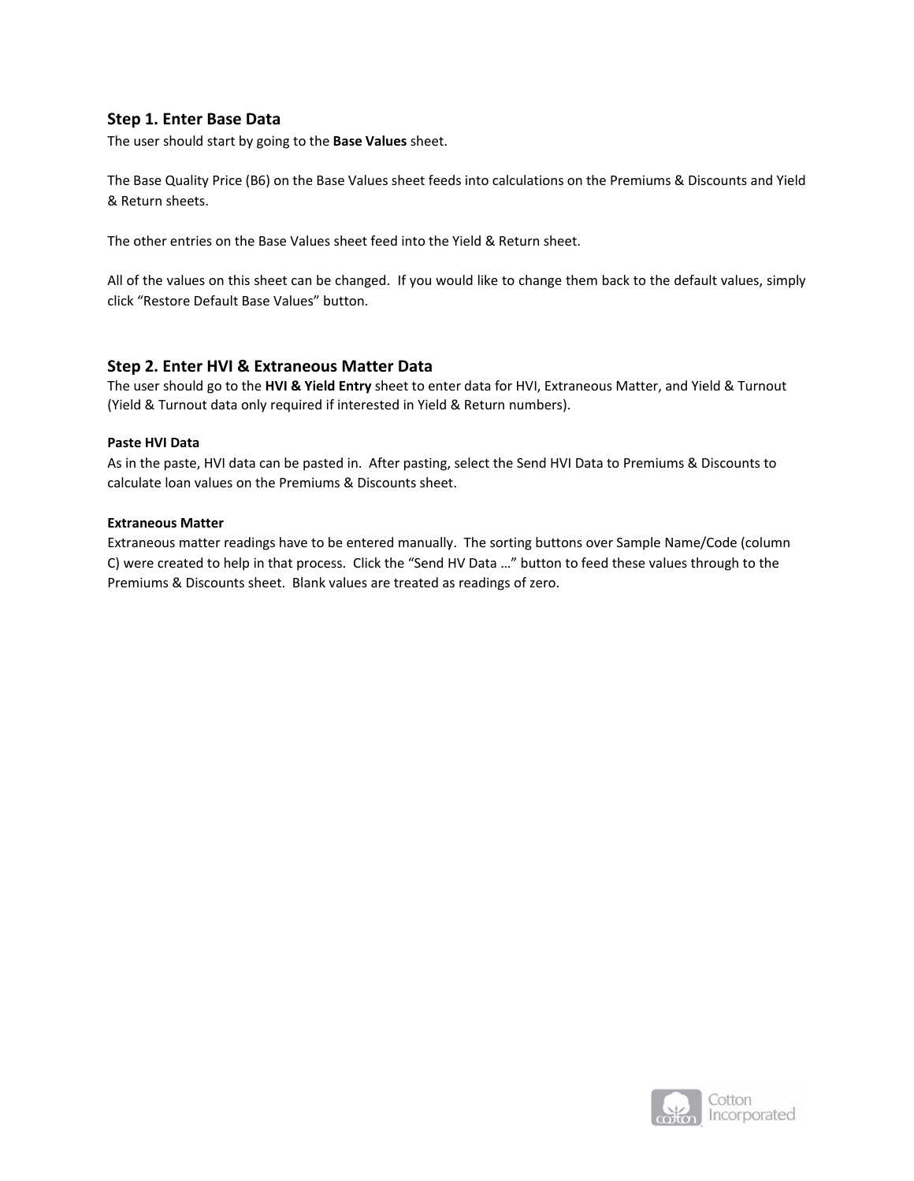## Step 1. Enter Base Data

The user should start by going to the **Base Values** sheet.

The Base Quality Price (B6) on the Base Values sheet feeds into calculations on the Premiums & Discounts and Yield & Return sheets.

The other entries on the Base Values sheet feed into the Yield & Return sheet.

All of the values on this sheet can be changed. If you would like to change them back to the default values, simply click "Restore Default Base Values" button.

## Step 2. Enter HVI & Extraneous Matter Data

The user should go to the **HVI & Yield Entry** sheet to enter data for HVI, Extraneous Matter, and Yield & Turnout (Yield & Turnout data only required if interested in Yield & Return numbers).

#### Paste HVI Data

As in the paste, HVI data can be pasted in. After pasting, select the Send HVI Data to Premiums & Discounts to calculate loan values on the Premiums & Discounts sheet.

#### Extraneous Matter

Extraneous matter readings have to be entered manually. The sorting buttons over Sample Name/Code (column C) were created to help in that process. Click the "Send HV Data …" button to feed these values through to the Premiums & Discounts sheet. Blank values are treated as readings of zero.